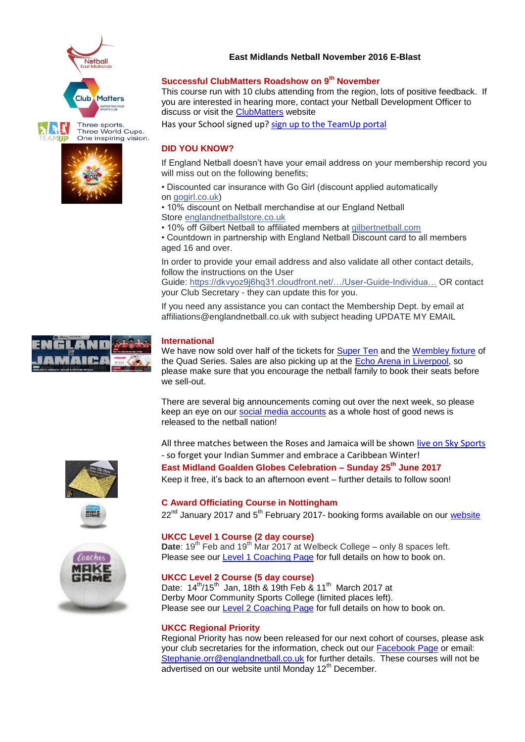# East Midlands Netball November 2016 E-Blast

## Successful ClubMatters Roadshow on 9th November

This course run with 10 clubs attending from the region, lots of positive feedback. If you are interested in hearing more, contact your Netball Development Officer to discuss or visit the ClubMatters website

Has your School signed up? sign up to the TeamUp portal

## DID YOU KNOW?

If England Netball doesn't have your email address on your membership record you will miss out on the following benefits;

- Discounted car insurance with Go Girl (discount applied automatically on gogirl.co.uk)
- 10% discount on Netball merchandise at our England Netball Store englandnetballstore.co.uk
- 10% off Gilbert Netball to affiliated members at gilbertnetball.com
- Countdown in partnership with England Netball Discount card to all members aged 16 and over.

In order to provide your email address and also validate all other contact details, follow the instructions on the User Guide: https://dkvyoz9j6hq31.cloudfront.net/…/User-Guide-Individua… OR contact your Club Secretary - they can update this for you.

If you need any assistance you can contact the Membership Dept. by email at affiliations@englandnetball.co.uk with subject heading UPDATE MY EMAIL

## International

We have now sold over half of the tickets for Super Ten and the Wembley fixture of the Quad Series. Sales are also picking up at the Echo Arena in Liverpool, so please make sure that you encourage the netball family to book their seats before we sell-out.

There are several big announcements coming out over the next week, so please keep an eye on our social media accounts as a whole host of good news is released to the netball nation!

All three matches between the Roses and Jamaica will be shown live on Sky Sports - so forget your Indian Summer and embrace a Caribbean Winter!

## East Midland Goalden Globes Celebration – Sunday 25th June 2017

Keep it free, it's back to an afternoon event – further details to follow soon!

## C Award Officiating Course in Nottingham

22nd January 2017 and 5th February 2017- booking forms available on our website

## UKCC Level 1 Course (2 day course)

**Date**: 19th Feb and 19th Mar 2017 at Welbeck College – only 8 spaces left.
Please see our Level 1 Coaching Page for full details on how to book on.

## UKCC Level 2 Course (5 day course)

Date: 14th/15th Jan, 18th & 19th Feb & 11th March 2017 at Derby Moor Community Sports College (limited places left).
Please see our Level 2 Coaching Page for full details on how to book on.

## UKCC Regional Priority

Regional Priority has now been released for our next cohort of courses, please ask your club secretaries for the information, check out our Facebook Page or email: Stephanie.orr@englandnetball.co.uk for further details. These courses will not be advertised on our website until Monday 12th December.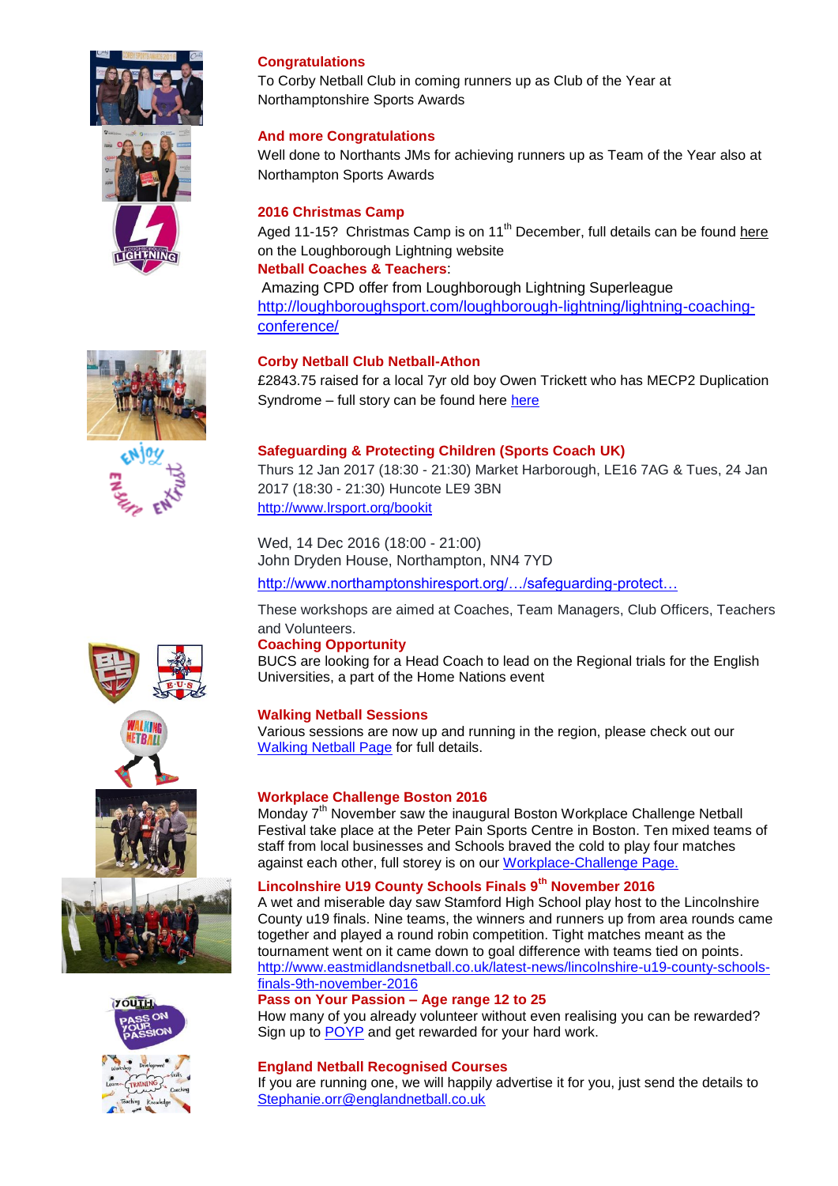### Congratulations

To Corby Netball Club in coming runners up as Club of the Year at Northamptonshire Sports Awards

### And more Congratulations

Well done to Northants JMs for achieving runners up as Team of the Year also at Northampton Sports Awards

### 2016 Christmas Camp

Aged 11-15? Christmas Camp is on 11th December, full details can be found here on the Loughborough Lightning website

### Netball Coaches & Teachers:

Amazing CPD offer from Loughborough Lightning Superleague
http://loughboroughsport.com/loughborough-lightning/lightning-coaching-conference/

### Corby Netball Club Netball-Athon

£2843.75 raised for a local 7yr old boy Owen Trickett who has MECP2 Duplication Syndrome – full story can be found here here

### Safeguarding & Protecting Children (Sports Coach UK)

Thurs 12 Jan 2017 (18:30 - 21:30) Market Harborough, LE16 7AG & Tues, 24 Jan 2017 (18:30 - 21:30) Huncote LE9 3BN
http://www.lrsport.org/bookit

Wed, 14 Dec 2016 (18:00 - 21:00)
John Dryden House, Northampton, NN4 7YD
http://www.northamptonshiresport.org/…/safeguarding-protect…

These workshops are aimed at Coaches, Team Managers, Club Officers, Teachers and Volunteers.

### Coaching Opportunity

BUCS are looking for a Head Coach to lead on the Regional trials for the English Universities, a part of the Home Nations event

### Walking Netball Sessions

Various sessions are now up and running in the region, please check out our Walking Netball Page for full details.

### Workplace Challenge Boston 2016

Monday 7th November saw the inaugural Boston Workplace Challenge Netball Festival take place at the Peter Pain Sports Centre in Boston. Ten mixed teams of staff from local businesses and Schools braved the cold to play four matches against each other, full storey is on our Workplace-Challenge Page.

### Lincolnshire U19 County Schools Finals 9th November 2016

A wet and miserable day saw Stamford High School play host to the Lincolnshire County u19 finals. Nine teams, the winners and runners up from area rounds came together and played a round robin competition. Tight matches meant as the tournament went on it came down to goal difference with teams tied on points.
http://www.eastmidlandsnetball.co.uk/latest-news/lincolnshire-u19-county-schools-finals-9th-november-2016

### Pass on Your Passion – Age range 12 to 25

How many of you already volunteer without even realising you can be rewarded? Sign up to POYP and get rewarded for your hard work.

### England Netball Recognised Courses

If you are running one, we will happily advertise it for you, just send the details to Stephanie.orr@englandnetball.co.uk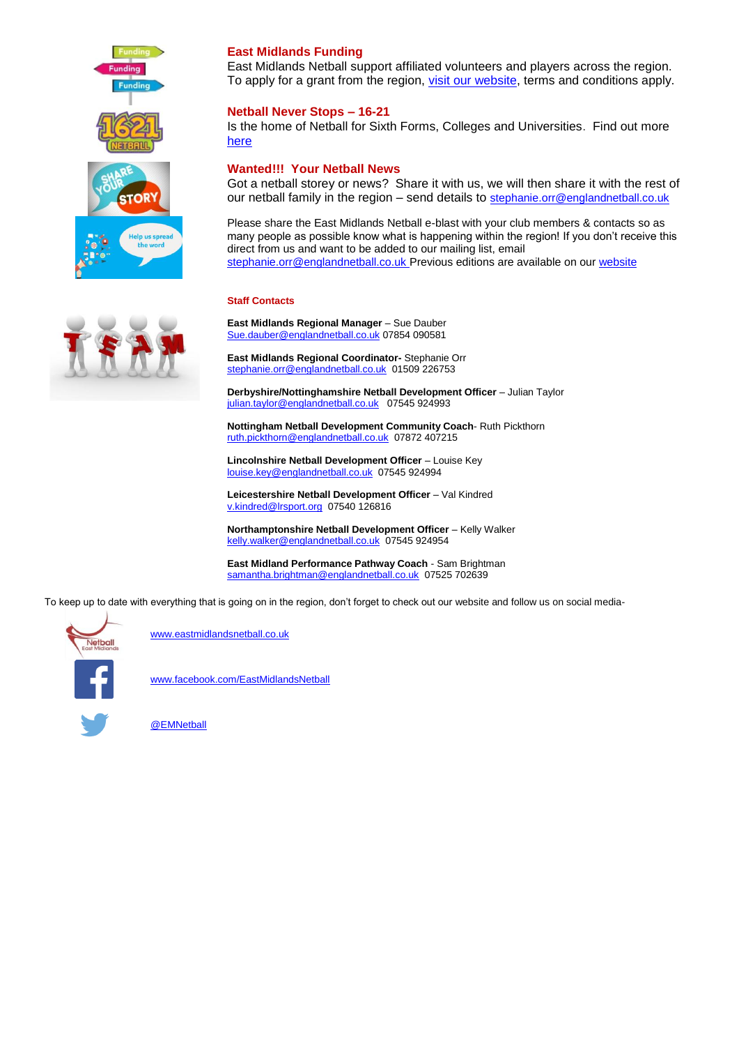## East Midlands Funding

East Midlands Netball support affiliated volunteers and players across the region. To apply for a grant from the region, visit our website, terms and conditions apply.

## Netball Never Stops – 16-21

Is the home of Netball for Sixth Forms, Colleges and Universities. Find out more here

## Wanted!!! Your Netball News

Got a netball storey or news? Share it with us, we will then share it with the rest of our netball family in the region – send details to stephanie.orr@englandnetball.co.uk

Please share the East Midlands Netball e-blast with your club members & contacts so as many people as possible know what is happening within the region! If you don't receive this direct from us and want to be added to our mailing list, email stephanie.orr@englandnetball.co.uk Previous editions are available on our website

### Staff Contacts

**East Midlands Regional Manager** – Sue Dauber
Sue.dauber@englandnetball.co.uk 07854 090581

**East Midlands Regional Coordinator-** Stephanie Orr
stephanie.orr@englandnetball.co.uk 01509 226753

**Derbyshire/Nottinghamshire Netball Development Officer** – Julian Taylor
julian.taylor@englandnetball.co.uk 07545 924993

**Nottingham Netball Development Community Coach**- Ruth Pickthorn
ruth.pickthorn@englandnetball.co.uk 07872 407215

**Lincolnshire Netball Development Officer** – Louise Key
louise.key@englandnetball.co.uk 07545 924994

**Leicestershire Netball Development Officer** – Val Kindred
v.kindred@lrsport.org 07540 126816

**Northamptonshire Netball Development Officer** – Kelly Walker
kelly.walker@englandnetball.co.uk 07545 924954

**East Midland Performance Pathway Coach** - Sam Brightman
samantha.brightman@englandnetball.co.uk 07525 702639

To keep up to date with everything that is going on in the region, don't forget to check out our website and follow us on social media-

www.eastmidlandsnetball.co.uk

www.facebook.com/EastMidlandsNetball

@EMNetball